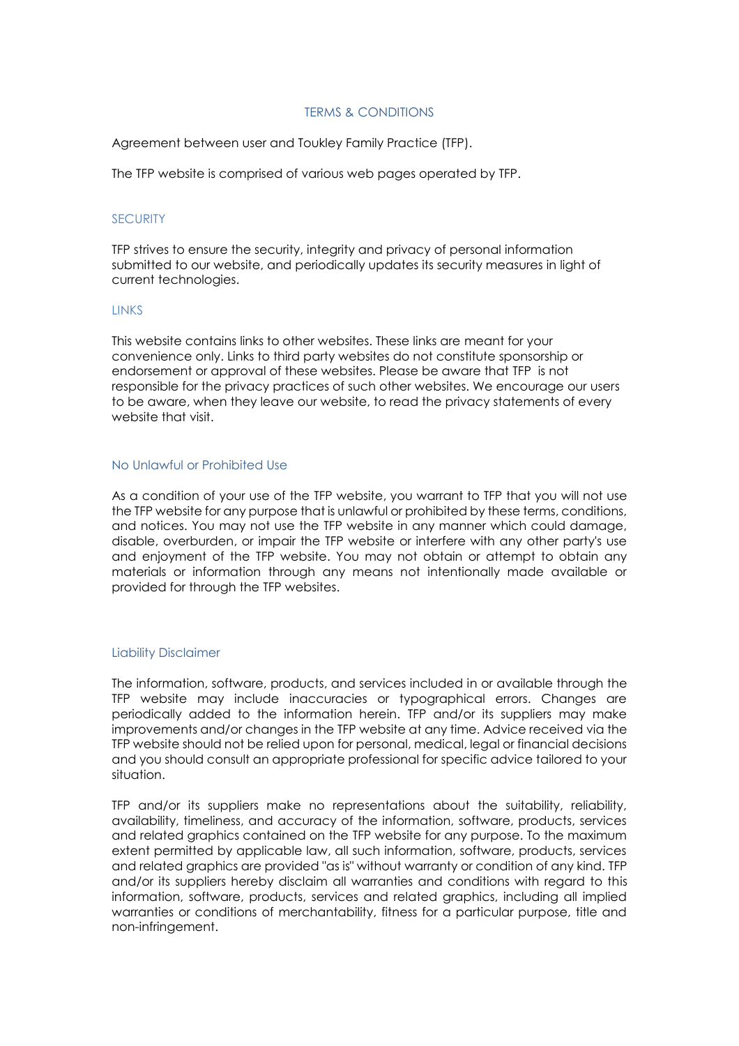# TERMS & CONDITIONS

Agreement between user and Toukley Family Practice (TFP).

The TFP website is comprised of various web pages operated by TFP.

## SECURITY

TFP strives to ensure the security, integrity and privacy of personal information submitted to our website, and periodically updates its security measures in light of current technologies.

## LINKS

This website contains links to other websites. These links are meant for your convenience only. Links to third party websites do not constitute sponsorship or endorsement or approval of these websites. Please be aware that TFP is not responsible for the privacy practices of such other websites. We encourage our users to be aware, when they leave our website, to read the privacy statements of every website that visit.

## No Unlawful or Prohibited Use

As a condition of your use of the TFP website, you warrant to TFP that you will not use the TFP website for any purpose that is unlawful or prohibited by these terms, conditions, and notices. You may not use the TFP website in any manner which could damage, disable, overburden, or impair the TFP website or interfere with any other party's use and enjoyment of the TFP website. You may not obtain or attempt to obtain any materials or information through any means not intentionally made available or provided for through the TFP websites.

## Liability Disclaimer

The information, software, products, and services included in or available through the TFP website may include inaccuracies or typographical errors. Changes are periodically added to the information herein. TFP and/or its suppliers may make improvements and/or changes in the TFP website at any time. Advice received via the TFP website should not be relied upon for personal, medical, legal or financial decisions and you should consult an appropriate professional for specific advice tailored to your situation.

TFP and/or its suppliers make no representations about the suitability, reliability, availability, timeliness, and accuracy of the information, software, products, services and related graphics contained on the TFP website for any purpose. To the maximum extent permitted by applicable law, all such information, software, products, services and related graphics are provided "as is" without warranty or condition of any kind. TFP and/or its suppliers hereby disclaim all warranties and conditions with regard to this information, software, products, services and related graphics, including all implied warranties or conditions of merchantability, fitness for a particular purpose, title and non-infringement.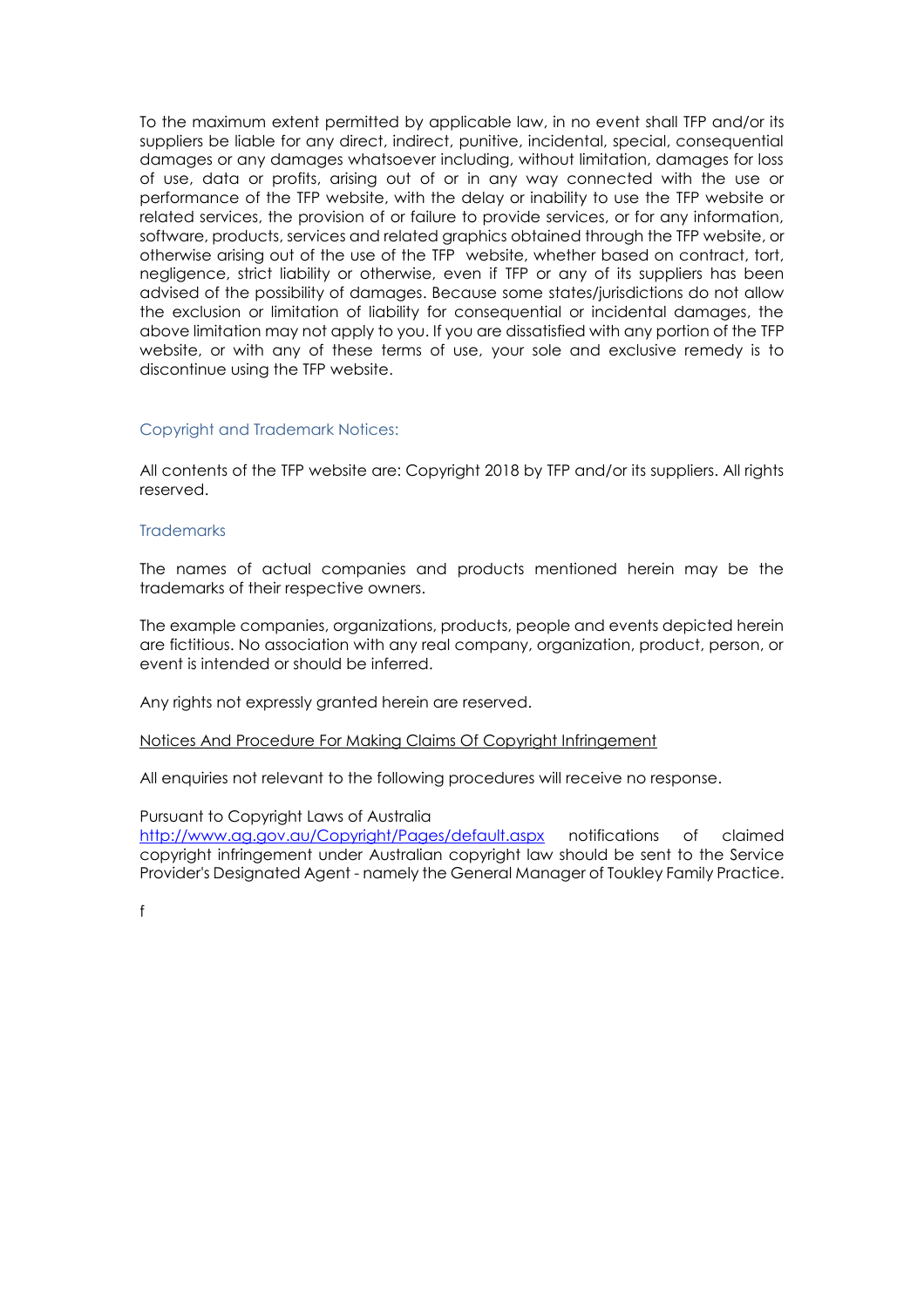To the maximum extent permitted by applicable law, in no event shall TFP and/or its suppliers be liable for any direct, indirect, punitive, incidental, special, consequential damages or any damages whatsoever including, without limitation, damages for loss of use, data or profits, arising out of or in any way connected with the use or performance of the TFP website, with the delay or inability to use the TFP website or related services, the provision of or failure to provide services, or for any information, software, products, services and related graphics obtained through the TFP website, or otherwise arising out of the use of the TFP website, whether based on contract, tort, negligence, strict liability or otherwise, even if TFP or any of its suppliers has been advised of the possibility of damages. Because some states/jurisdictions do not allow the exclusion or limitation of liability for consequential or incidental damages, the above limitation may not apply to you. If you are dissatisfied with any portion of the TFP website, or with any of these terms of use, your sole and exclusive remedy is to discontinue using the TFP website.

## Copyright and Trademark Notices:

All contents of the TFP website are: Copyright 2018 by TFP and/or its suppliers. All rights reserved.

### Trademarks

The names of actual companies and products mentioned herein may be the trademarks of their respective owners.

The example companies, organizations, products, people and events depicted herein are fictitious. No association with any real company, organization, product, person, or event is intended or should be inferred.

Any rights not expressly granted herein are reserved.

Notices And Procedure For Making Claims Of Copyright Infringement

All enquiries not relevant to the following procedures will receive no response.

Pursuant to Copyright Laws of Australia
[http://www.ag.gov.au/Copyright/Pages/default.aspx](http://www.ag.gov.au/Copyright/Pages/default.aspx) notifications of claimed copyright infringement under Australian copyright law should be sent to the Service Provider's Designated Agent - namely the General Manager of Toukley Family Practice.

f